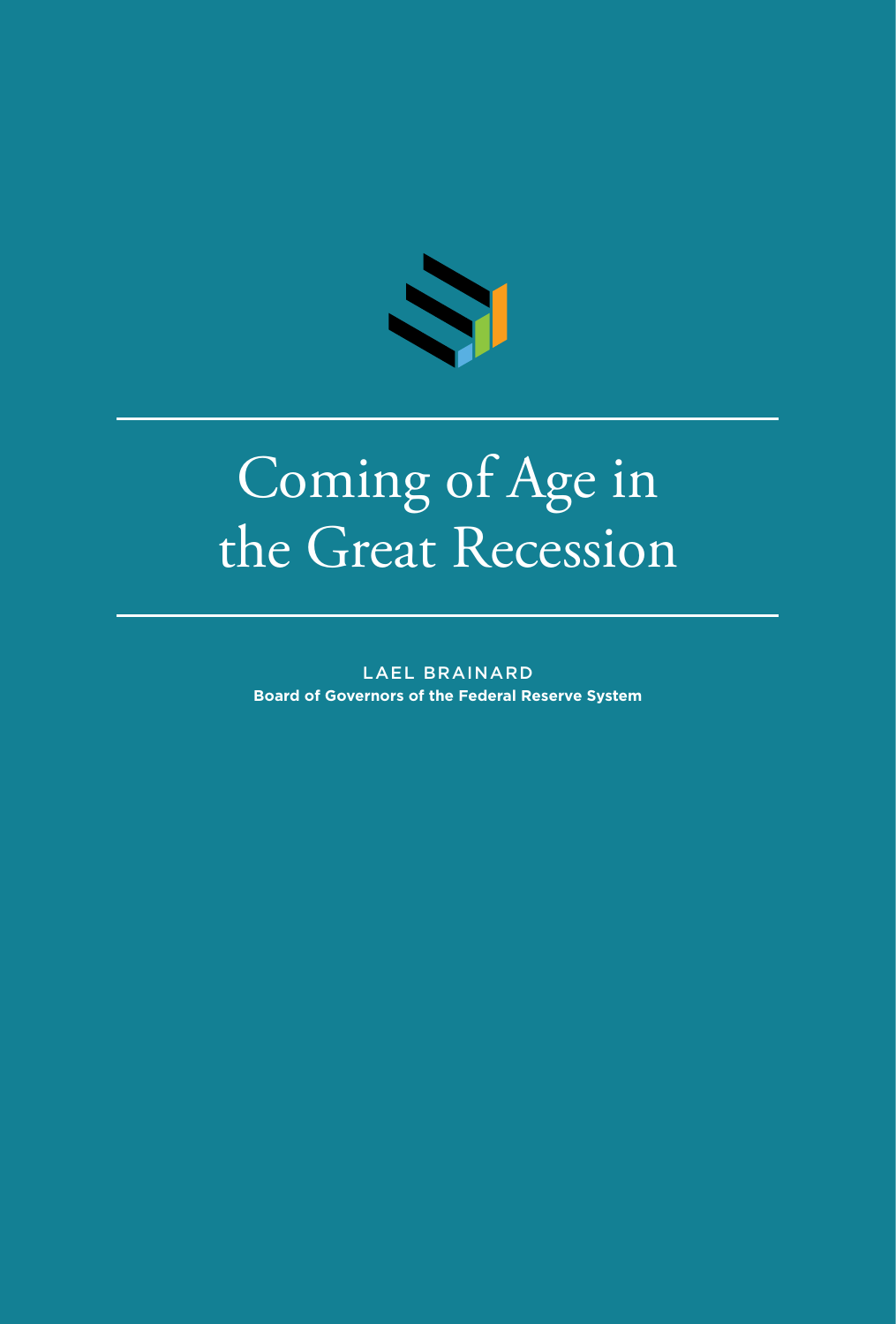# Coming of Age in the Great Recession

LAEL BRAINARD

**Board of Governors of the Federal Reserve System**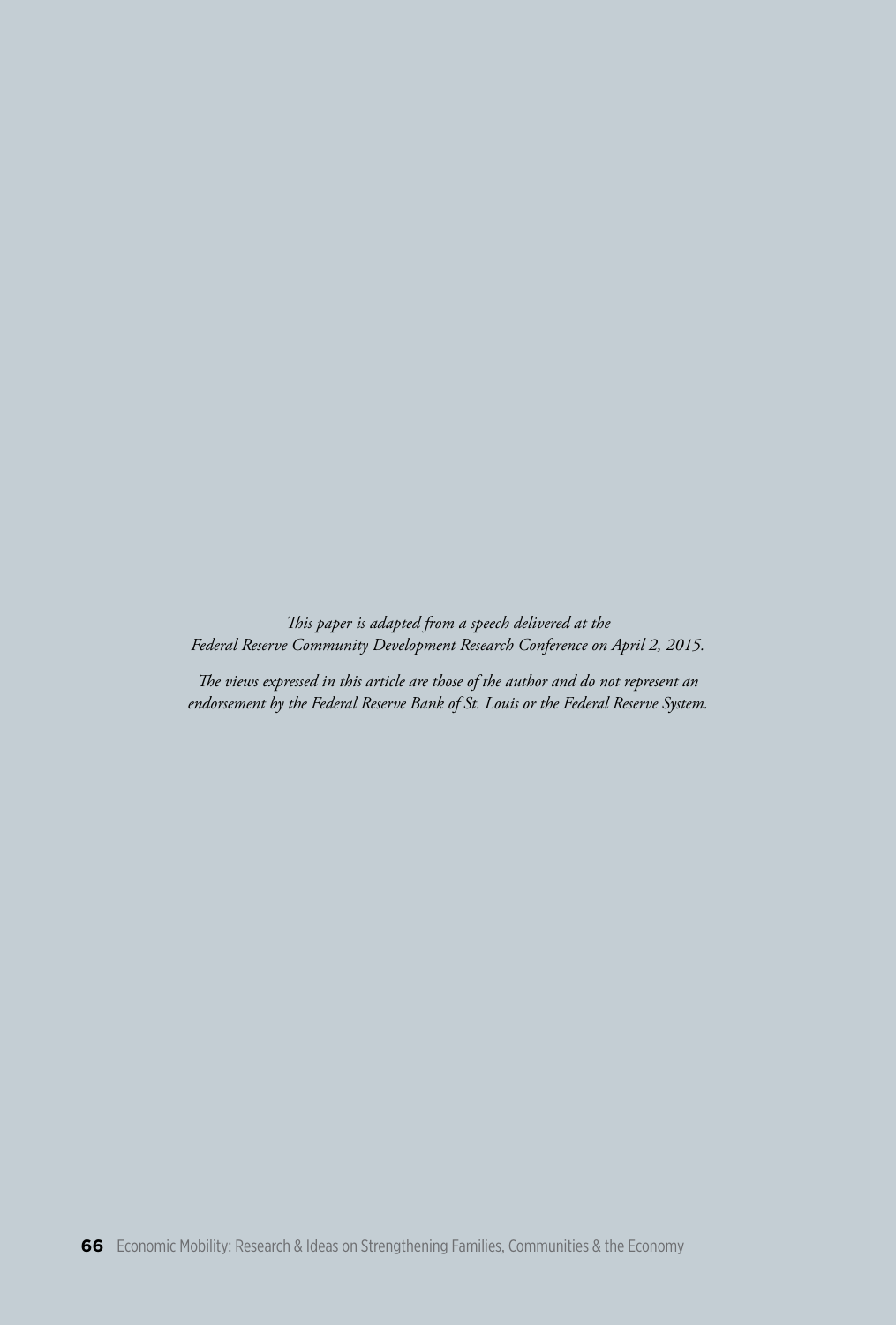*This paper is adapted from a speech delivered at the Federal Reserve Community Development Research Conference on April 2, 2015.*

*The views expressed in this article are those of the author and do not represent an endorsement by the Federal Reserve Bank of St. Louis or the Federal Reserve System.*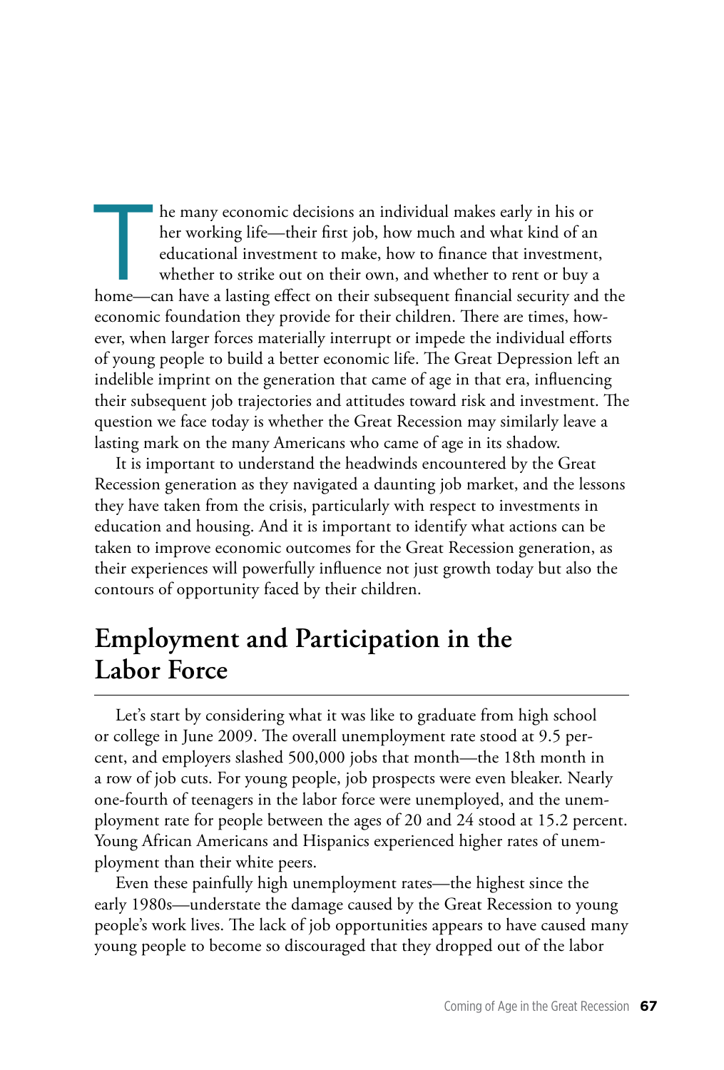The many economic decisions an individual makes early in his or her working life—their first job, how much and what kind of an educational investment to make, how to finance that investment, whether to strike out on their own, and whether to rent or buy a home—can have a lasting effect on their subsequent financial security and the economic foundation they provide for their children. There are times, however, when larger forces materially interrupt or impede the individual efforts of young people to build a better economic life. The Great Depression left an indelible imprint on the generation that came of age in that era, influencing their subsequent job trajectories and attitudes toward risk and investment. The question we face today is whether the Great Recession may similarly leave a lasting mark on the many Americans who came of age in its shadow.

It is important to understand the headwinds encountered by the Great Recession generation as they navigated a daunting job market, and the lessons they have taken from the crisis, particularly with respect to investments in education and housing. And it is important to identify what actions can be taken to improve economic outcomes for the Great Recession generation, as their experiences will powerfully influence not just growth today but also the contours of opportunity faced by their children.

## Employment and Participation in the Labor Force

Let's start by considering what it was like to graduate from high school or college in June 2009. The overall unemployment rate stood at 9.5 percent, and employers slashed 500,000 jobs that month—the 18th month in a row of job cuts. For young people, job prospects were even bleaker. Nearly one-fourth of teenagers in the labor force were unemployed, and the unemployment rate for people between the ages of 20 and 24 stood at 15.2 percent. Young African Americans and Hispanics experienced higher rates of unemployment than their white peers.

Even these painfully high unemployment rates—the highest since the early 1980s—understate the damage caused by the Great Recession to young people's work lives. The lack of job opportunities appears to have caused many young people to become so discouraged that they dropped out of the labor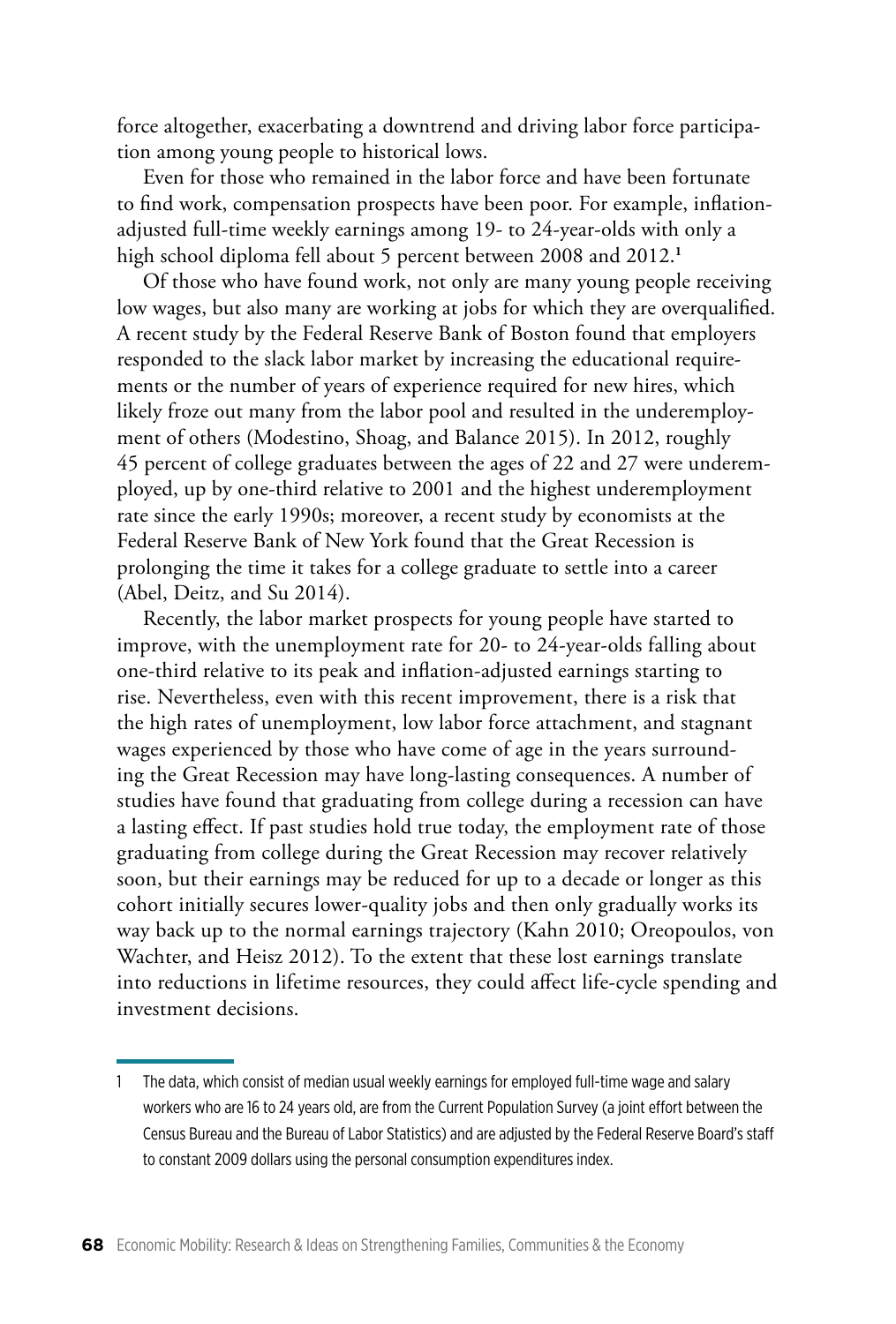force altogether, exacerbating a downtrend and driving labor force participation among young people to historical lows.

Even for those who remained in the labor force and have been fortunate to find work, compensation prospects have been poor. For example, inflation-adjusted full-time weekly earnings among 19- to 24-year-olds with only a high school diploma fell about 5 percent between 2008 and 2012.[1]

Of those who have found work, not only are many young people receiving low wages, but also many are working at jobs for which they are overqualified. A recent study by the Federal Reserve Bank of Boston found that employers responded to the slack labor market by increasing the educational requirements or the number of years of experience required for new hires, which likely froze out many from the labor pool and resulted in the underemployment of others (Modestino, Shoag, and Balance 2015). In 2012, roughly 45 percent of college graduates between the ages of 22 and 27 were underemployed, up by one-third relative to 2001 and the highest underemployment rate since the early 1990s; moreover, a recent study by economists at the Federal Reserve Bank of New York found that the Great Recession is prolonging the time it takes for a college graduate to settle into a career (Abel, Deitz, and Su 2014).

Recently, the labor market prospects for young people have started to improve, with the unemployment rate for 20- to 24-year-olds falling about one-third relative to its peak and inflation-adjusted earnings starting to rise. Nevertheless, even with this recent improvement, there is a risk that the high rates of unemployment, low labor force attachment, and stagnant wages experienced by those who have come of age in the years surrounding the Great Recession may have long-lasting consequences. A number of studies have found that graduating from college during a recession can have a lasting effect. If past studies hold true today, the employment rate of those graduating from college during the Great Recession may recover relatively soon, but their earnings may be reduced for up to a decade or longer as this cohort initially secures lower-quality jobs and then only gradually works its way back up to the normal earnings trajectory (Kahn 2010; Oreopoulos, von Wachter, and Heisz 2012). To the extent that these lost earnings translate into reductions in lifetime resources, they could affect life-cycle spending and investment decisions.

---

1 The data, which consist of median usual weekly earnings for employed full-time wage and salary workers who are 16 to 24 years old, are from the Current Population Survey (a joint effort between the Census Bureau and the Bureau of Labor Statistics) and are adjusted by the Federal Reserve Board's staff to constant 2009 dollars using the personal consumption expenditures index.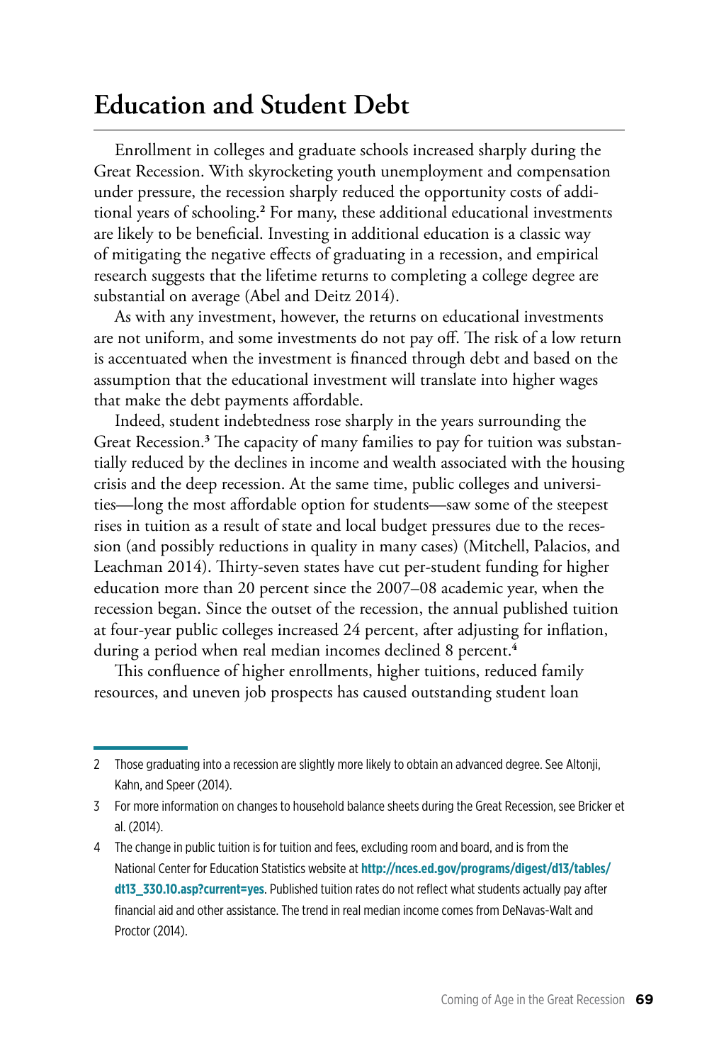## Education and Student Debt

Enrollment in colleges and graduate schools increased sharply during the Great Recession. With skyrocketing youth unemployment and compensation under pressure, the recession sharply reduced the opportunity costs of additional years of schooling.[2] For many, these additional educational investments are likely to be beneficial. Investing in additional education is a classic way of mitigating the negative effects of graduating in a recession, and empirical research suggests that the lifetime returns to completing a college degree are substantial on average (Abel and Deitz 2014).

As with any investment, however, the returns on educational investments are not uniform, and some investments do not pay off. The risk of a low return is accentuated when the investment is financed through debt and based on the assumption that the educational investment will translate into higher wages that make the debt payments affordable.

Indeed, student indebtedness rose sharply in the years surrounding the Great Recession.[3] The capacity of many families to pay for tuition was substantially reduced by the declines in income and wealth associated with the housing crisis and the deep recession. At the same time, public colleges and universities—long the most affordable option for students—saw some of the steepest rises in tuition as a result of state and local budget pressures due to the recession (and possibly reductions in quality in many cases) (Mitchell, Palacios, and Leachman 2014). Thirty-seven states have cut per-student funding for higher education more than 20 percent since the 2007–08 academic year, when the recession began. Since the outset of the recession, the annual published tuition at four-year public colleges increased 24 percent, after adjusting for inflation, during a period when real median incomes declined 8 percent.[4]

This confluence of higher enrollments, higher tuitions, reduced family resources, and uneven job prospects has caused outstanding student loan

---

2 Those graduating into a recession are slightly more likely to obtain an advanced degree. See Altonji, Kahn, and Speer (2014).

3 For more information on changes to household balance sheets during the Great Recession, see Bricker et al. (2014).

4 The change in public tuition is for tuition and fees, excluding room and board, and is from the National Center for Education Statistics website at **http://nces.ed.gov/programs/digest/d13/tables/dt13_330.10.asp?current=yes**. Published tuition rates do not reflect what students actually pay after financial aid and other assistance. The trend in real median income comes from DeNavas-Walt and Proctor (2014).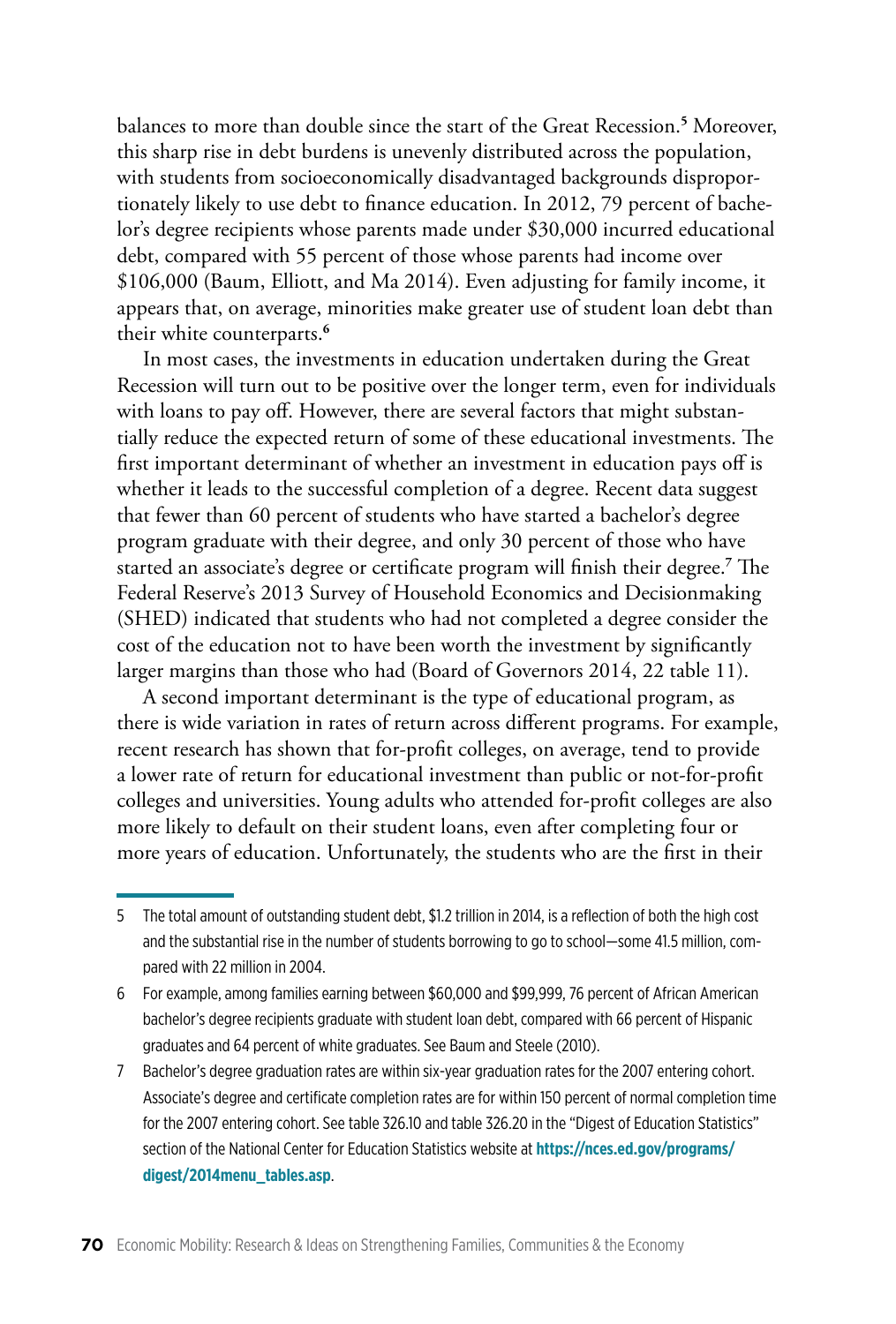balances to more than double since the start of the Great Recession.[5] Moreover, this sharp rise in debt burdens is unevenly distributed across the population, with students from socioeconomically disadvantaged backgrounds disproportionately likely to use debt to finance education. In 2012, 79 percent of bachelor's degree recipients whose parents made under $30,000 incurred educational debt, compared with 55 percent of those whose parents had income over $106,000 (Baum, Elliott, and Ma 2014). Even adjusting for family income, it appears that, on average, minorities make greater use of student loan debt than their white counterparts.[6]

In most cases, the investments in education undertaken during the Great Recession will turn out to be positive over the longer term, even for individuals with loans to pay off. However, there are several factors that might substantially reduce the expected return of some of these educational investments. The first important determinant of whether an investment in education pays off is whether it leads to the successful completion of a degree. Recent data suggest that fewer than 60 percent of students who have started a bachelor's degree program graduate with their degree, and only 30 percent of those who have started an associate's degree or certificate program will finish their degree.[7] The Federal Reserve's 2013 Survey of Household Economics and Decisionmaking (SHED) indicated that students who had not completed a degree consider the cost of the education not to have been worth the investment by significantly larger margins than those who had (Board of Governors 2014, 22 table 11).

A second important determinant is the type of educational program, as there is wide variation in rates of return across different programs. For example, recent research has shown that for-profit colleges, on average, tend to provide a lower rate of return for educational investment than public or not-for-profit colleges and universities. Young adults who attended for-profit colleges are also more likely to default on their student loans, even after completing four or more years of education. Unfortunately, the students who are the first in their

---

5 The total amount of outstanding student debt, $1.2 trillion in 2014, is a reflection of both the high cost and the substantial rise in the number of students borrowing to go to school—some 41.5 million, compared with 22 million in 2004.

6 For example, among families earning between $60,000 and $99,999, 76 percent of African American bachelor's degree recipients graduate with student loan debt, compared with 66 percent of Hispanic graduates and 64 percent of white graduates. See Baum and Steele (2010).

7 Bachelor's degree graduation rates are within six-year graduation rates for the 2007 entering cohort. Associate's degree and certificate completion rates are for within 150 percent of normal completion time for the 2007 entering cohort. See table 326.10 and table 326.20 in the "Digest of Education Statistics" section of the National Center for Education Statistics website at **https://nces.ed.gov/programs/digest/2014menu_tables.asp**.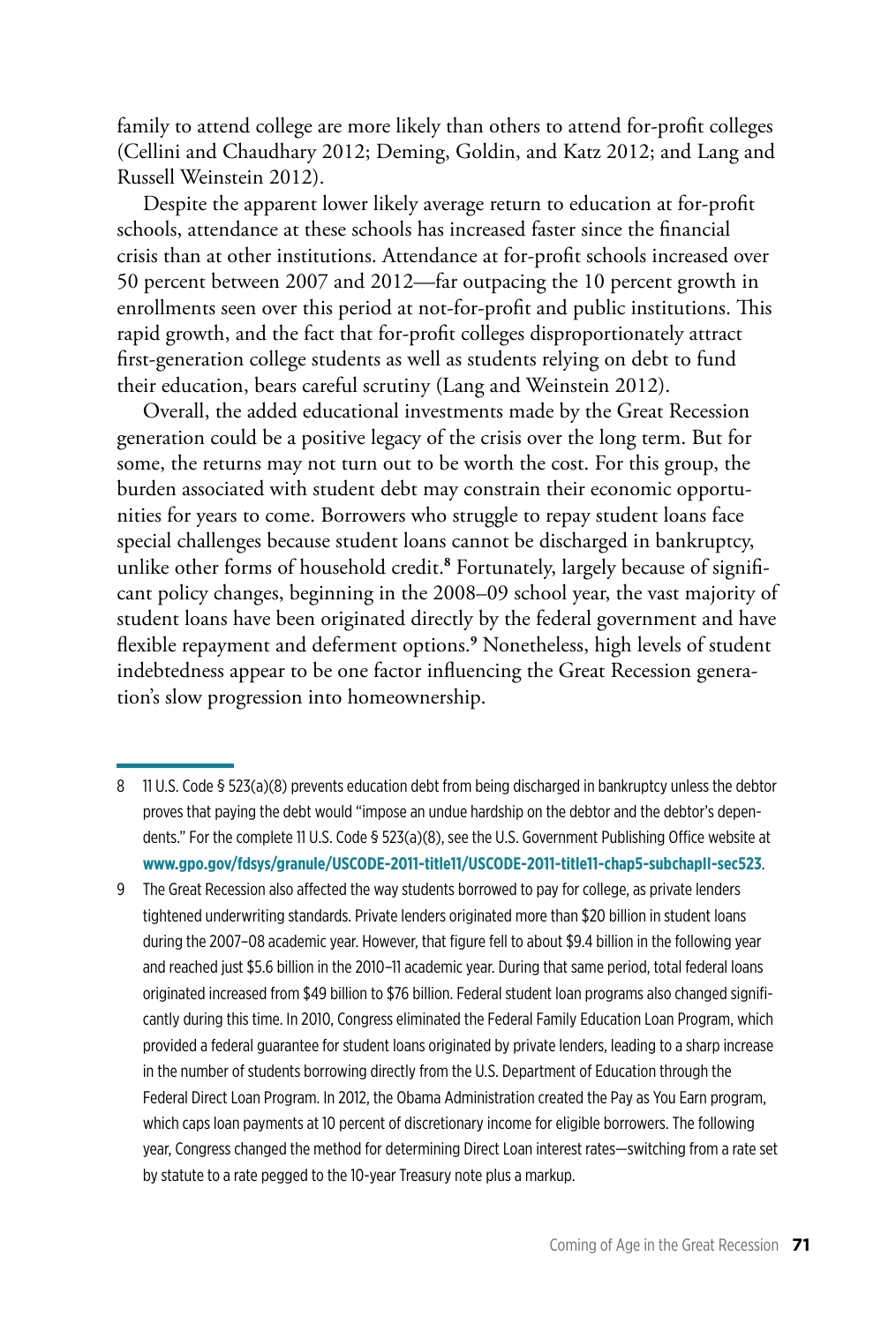family to attend college are more likely than others to attend for-profit colleges (Cellini and Chaudhary 2012; Deming, Goldin, and Katz 2012; and Lang and Russell Weinstein 2012).

Despite the apparent lower likely average return to education at for-profit schools, attendance at these schools has increased faster since the financial crisis than at other institutions. Attendance at for-profit schools increased over 50 percent between 2007 and 2012—far outpacing the 10 percent growth in enrollments seen over this period at not-for-profit and public institutions. This rapid growth, and the fact that for-profit colleges disproportionately attract first-generation college students as well as students relying on debt to fund their education, bears careful scrutiny (Lang and Weinstein 2012).

Overall, the added educational investments made by the Great Recession generation could be a positive legacy of the crisis over the long term. But for some, the returns may not turn out to be worth the cost. For this group, the burden associated with student debt may constrain their economic opportunities for years to come. Borrowers who struggle to repay student loans face special challenges because student loans cannot be discharged in bankruptcy, unlike other forms of household credit.[8] Fortunately, largely because of significant policy changes, beginning in the 2008–09 school year, the vast majority of student loans have been originated directly by the federal government and have flexible repayment and deferment options.[9] Nonetheless, high levels of student indebtedness appear to be one factor influencing the Great Recession generation's slow progression into homeownership.

---

8 11 U.S. Code § 523(a)(8) prevents education debt from being discharged in bankruptcy unless the debtor proves that paying the debt would "impose an undue hardship on the debtor and the debtor's dependents." For the complete 11 U.S. Code § 523(a)(8), see the U.S. Government Publishing Office website at **www.gpo.gov/fdsys/granule/USCODE-2011-title11/USCODE-2011-title11-chap5-subchapII-sec523**.

9 The Great Recession also affected the way students borrowed to pay for college, as private lenders tightened underwriting standards. Private lenders originated more than $20 billion in student loans during the 2007–08 academic year. However, that figure fell to about $9.4 billion in the following year and reached just $5.6 billion in the 2010–11 academic year. During that same period, total federal loans originated increased from $49 billion to $76 billion. Federal student loan programs also changed significantly during this time. In 2010, Congress eliminated the Federal Family Education Loan Program, which provided a federal guarantee for student loans originated by private lenders, leading to a sharp increase in the number of students borrowing directly from the U.S. Department of Education through the Federal Direct Loan Program. In 2012, the Obama Administration created the Pay as You Earn program, which caps loan payments at 10 percent of discretionary income for eligible borrowers. The following year, Congress changed the method for determining Direct Loan interest rates—switching from a rate set by statute to a rate pegged to the 10-year Treasury note plus a markup.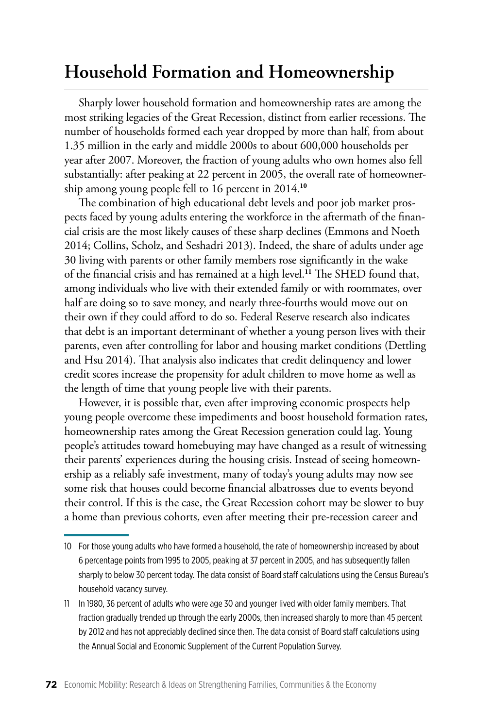## Household Formation and Homeownership

Sharply lower household formation and homeownership rates are among the most striking legacies of the Great Recession, distinct from earlier recessions. The number of households formed each year dropped by more than half, from about 1.35 million in the early and middle 2000s to about 600,000 households per year after 2007. Moreover, the fraction of young adults who own homes also fell substantially: after peaking at 22 percent in 2005, the overall rate of homeownership among young people fell to 16 percent in 2014.[10]

The combination of high educational debt levels and poor job market prospects faced by young adults entering the workforce in the aftermath of the financial crisis are the most likely causes of these sharp declines (Emmons and Noeth 2014; Collins, Scholz, and Seshadri 2013). Indeed, the share of adults under age 30 living with parents or other family members rose significantly in the wake of the financial crisis and has remained at a high level.[11] The SHED found that, among individuals who live with their extended family or with roommates, over half are doing so to save money, and nearly three-fourths would move out on their own if they could afford to do so. Federal Reserve research also indicates that debt is an important determinant of whether a young person lives with their parents, even after controlling for labor and housing market conditions (Dettling and Hsu 2014). That analysis also indicates that credit delinquency and lower credit scores increase the propensity for adult children to move home as well as the length of time that young people live with their parents.

However, it is possible that, even after improving economic prospects help young people overcome these impediments and boost household formation rates, homeownership rates among the Great Recession generation could lag. Young people's attitudes toward homebuying may have changed as a result of witnessing their parents' experiences during the housing crisis. Instead of seeing homeownership as a reliably safe investment, many of today's young adults may now see some risk that houses could become financial albatrosses due to events beyond their control. If this is the case, the Great Recession cohort may be slower to buy a home than previous cohorts, even after meeting their pre-recession career and

---

10 For those young adults who have formed a household, the rate of homeownership increased by about 6 percentage points from 1995 to 2005, peaking at 37 percent in 2005, and has subsequently fallen sharply to below 30 percent today. The data consist of Board staff calculations using the Census Bureau's household vacancy survey.

11 In 1980, 36 percent of adults who were age 30 and younger lived with older family members. That fraction gradually trended up through the early 2000s, then increased sharply to more than 45 percent by 2012 and has not appreciably declined since then. The data consist of Board staff calculations using the Annual Social and Economic Supplement of the Current Population Survey.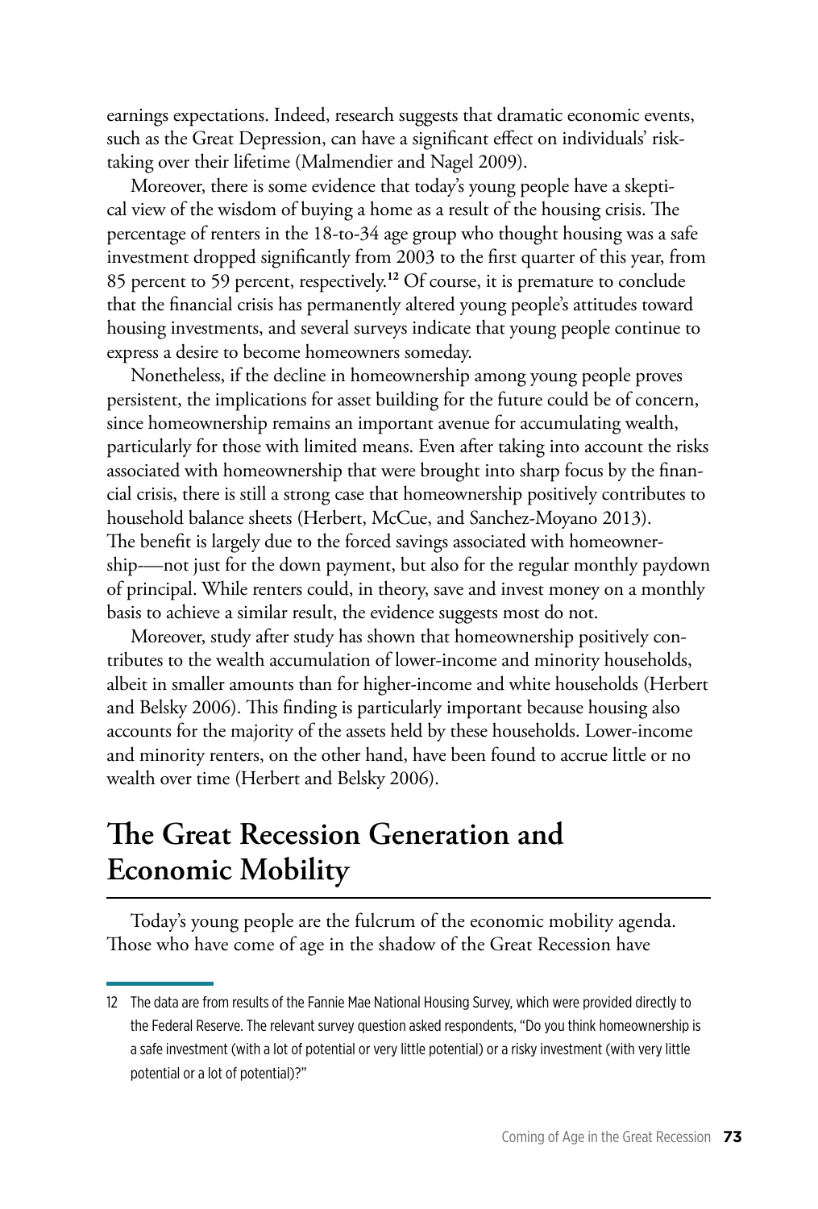earnings expectations. Indeed, research suggests that dramatic economic events, such as the Great Depression, can have a significant effect on individuals' risk-taking over their lifetime (Malmendier and Nagel 2009).

Moreover, there is some evidence that today's young people have a skeptical view of the wisdom of buying a home as a result of the housing crisis. The percentage of renters in the 18-to-34 age group who thought housing was a safe investment dropped significantly from 2003 to the first quarter of this year, from 85 percent to 59 percent, respectively.[12] Of course, it is premature to conclude that the financial crisis has permanently altered young people's attitudes toward housing investments, and several surveys indicate that young people continue to express a desire to become homeowners someday.

Nonetheless, if the decline in homeownership among young people proves persistent, the implications for asset building for the future could be of concern, since homeownership remains an important avenue for accumulating wealth, particularly for those with limited means. Even after taking into account the risks associated with homeownership that were brought into sharp focus by the financial crisis, there is still a strong case that homeownership positively contributes to household balance sheets (Herbert, McCue, and Sanchez-Moyano 2013). The benefit is largely due to the forced savings associated with homeownership—not just for the down payment, but also for the regular monthly paydown of principal. While renters could, in theory, save and invest money on a monthly basis to achieve a similar result, the evidence suggests most do not.

Moreover, study after study has shown that homeownership positively contributes to the wealth accumulation of lower-income and minority households, albeit in smaller amounts than for higher-income and white households (Herbert and Belsky 2006). This finding is particularly important because housing also accounts for the majority of the assets held by these households. Lower-income and minority renters, on the other hand, have been found to accrue little or no wealth over time (Herbert and Belsky 2006).

## The Great Recession Generation and Economic Mobility

Today's young people are the fulcrum of the economic mobility agenda. Those who have come of age in the shadow of the Great Recession have

---

12 The data are from results of the Fannie Mae National Housing Survey, which were provided directly to the Federal Reserve. The relevant survey question asked respondents, "Do you think homeownership is a safe investment (with a lot of potential or very little potential) or a risky investment (with very little potential or a lot of potential)?"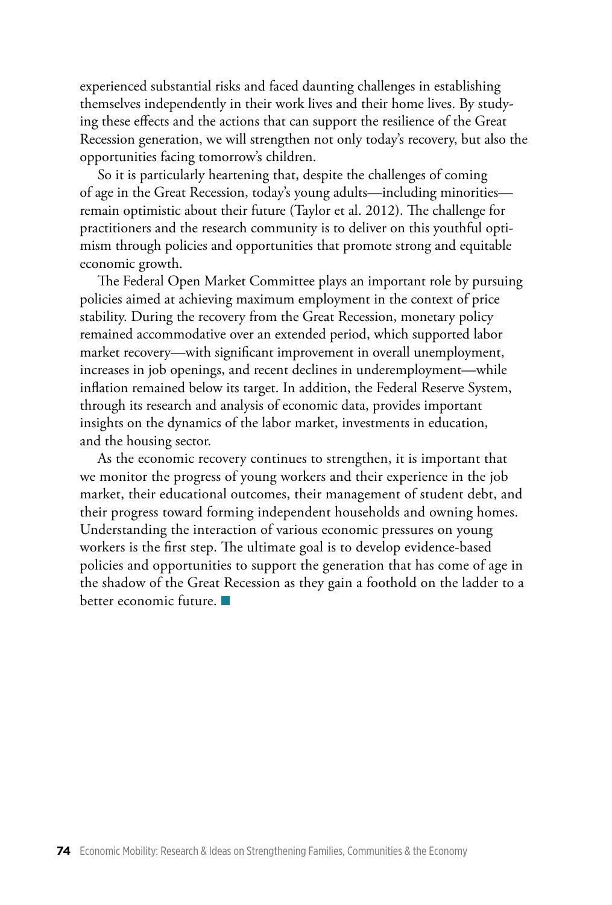experienced substantial risks and faced daunting challenges in establishing themselves independently in their work lives and their home lives. By studying these effects and the actions that can support the resilience of the Great Recession generation, we will strengthen not only today's recovery, but also the opportunities facing tomorrow's children.

So it is particularly heartening that, despite the challenges of coming of age in the Great Recession, today's young adults—including minorities—remain optimistic about their future (Taylor et al. 2012). The challenge for practitioners and the research community is to deliver on this youthful optimism through policies and opportunities that promote strong and equitable economic growth.

The Federal Open Market Committee plays an important role by pursuing policies aimed at achieving maximum employment in the context of price stability. During the recovery from the Great Recession, monetary policy remained accommodative over an extended period, which supported labor market recovery—with significant improvement in overall unemployment, increases in job openings, and recent declines in underemployment—while inflation remained below its target. In addition, the Federal Reserve System, through its research and analysis of economic data, provides important insights on the dynamics of the labor market, investments in education, and the housing sector.

As the economic recovery continues to strengthen, it is important that we monitor the progress of young workers and their experience in the job market, their educational outcomes, their management of student debt, and their progress toward forming independent households and owning homes. Understanding the interaction of various economic pressures on young workers is the first step. The ultimate goal is to develop evidence-based policies and opportunities to support the generation that has come of age in the shadow of the Great Recession as they gain a foothold on the ladder to a better economic future. ■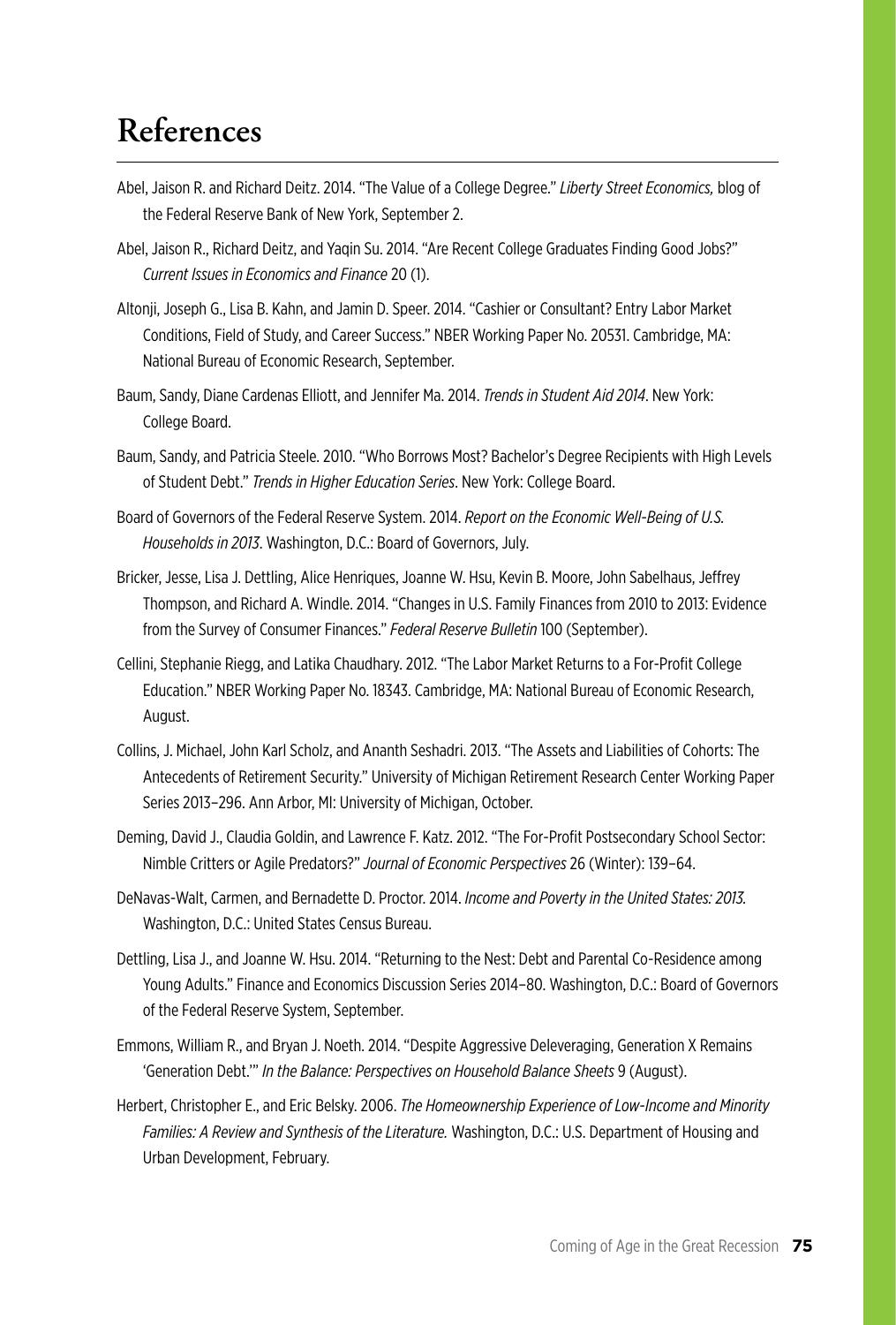# References

Abel, Jaison R. and Richard Deitz. 2014. "The Value of a College Degree." *Liberty Street Economics,* blog of the Federal Reserve Bank of New York, September 2.

Abel, Jaison R., Richard Deitz, and Yaqin Su. 2014. "Are Recent College Graduates Finding Good Jobs?" *Current Issues in Economics and Finance* 20 (1).

Altonji, Joseph G., Lisa B. Kahn, and Jamin D. Speer. 2014. "Cashier or Consultant? Entry Labor Market Conditions, Field of Study, and Career Success." NBER Working Paper No. 20531. Cambridge, MA: National Bureau of Economic Research, September.

Baum, Sandy, Diane Cardenas Elliott, and Jennifer Ma. 2014. *Trends in Student Aid 2014*. New York: College Board.

Baum, Sandy, and Patricia Steele. 2010. "Who Borrows Most? Bachelor's Degree Recipients with High Levels of Student Debt." *Trends in Higher Education Series*. New York: College Board.

Board of Governors of the Federal Reserve System. 2014. *Report on the Economic Well-Being of U.S. Households in 2013*. Washington, D.C.: Board of Governors, July.

Bricker, Jesse, Lisa J. Dettling, Alice Henriques, Joanne W. Hsu, Kevin B. Moore, John Sabelhaus, Jeffrey Thompson, and Richard A. Windle. 2014. "Changes in U.S. Family Finances from 2010 to 2013: Evidence from the Survey of Consumer Finances." *Federal Reserve Bulletin* 100 (September).

Cellini, Stephanie Riegg, and Latika Chaudhary. 2012. "The Labor Market Returns to a For-Profit College Education." NBER Working Paper No. 18343. Cambridge, MA: National Bureau of Economic Research, August.

Collins, J. Michael, John Karl Scholz, and Ananth Seshadri. 2013. "The Assets and Liabilities of Cohorts: The Antecedents of Retirement Security." University of Michigan Retirement Research Center Working Paper Series 2013–296. Ann Arbor, MI: University of Michigan, October.

Deming, David J., Claudia Goldin, and Lawrence F. Katz. 2012. "The For-Profit Postsecondary School Sector: Nimble Critters or Agile Predators?" *Journal of Economic Perspectives* 26 (Winter): 139–64.

DeNavas-Walt, Carmen, and Bernadette D. Proctor. 2014. *Income and Poverty in the United States: 2013.* Washington, D.C.: United States Census Bureau.

Dettling, Lisa J., and Joanne W. Hsu. 2014. "Returning to the Nest: Debt and Parental Co-Residence among Young Adults." Finance and Economics Discussion Series 2014–80. Washington, D.C.: Board of Governors of the Federal Reserve System, September.

Emmons, William R., and Bryan J. Noeth. 2014. "Despite Aggressive Deleveraging, Generation X Remains 'Generation Debt.'" *In the Balance: Perspectives on Household Balance Sheets* 9 (August).

Herbert, Christopher E., and Eric Belsky. 2006. *The Homeownership Experience of Low-Income and Minority Families: A Review and Synthesis of the Literature.* Washington, D.C.: U.S. Department of Housing and Urban Development, February.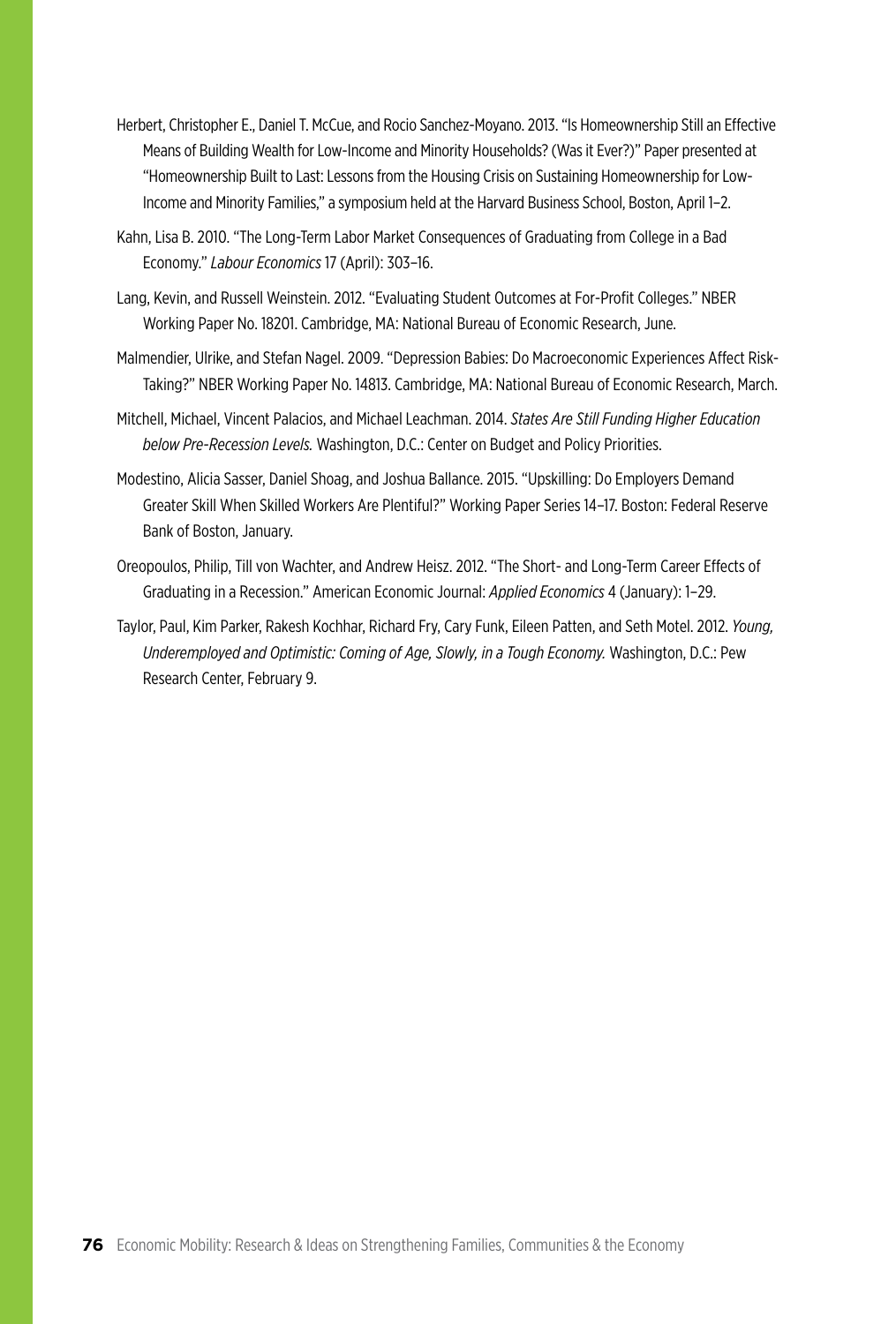Herbert, Christopher E., Daniel T. McCue, and Rocio Sanchez-Moyano. 2013. "Is Homeownership Still an Effective Means of Building Wealth for Low-Income and Minority Households? (Was it Ever?)" Paper presented at "Homeownership Built to Last: Lessons from the Housing Crisis on Sustaining Homeownership for Low-Income and Minority Families," a symposium held at the Harvard Business School, Boston, April 1–2.

Kahn, Lisa B. 2010. "The Long-Term Labor Market Consequences of Graduating from College in a Bad Economy." *Labour Economics* 17 (April): 303–16.

Lang, Kevin, and Russell Weinstein. 2012. "Evaluating Student Outcomes at For-Profit Colleges." NBER Working Paper No. 18201. Cambridge, MA: National Bureau of Economic Research, June.

Malmendier, Ulrike, and Stefan Nagel. 2009. "Depression Babies: Do Macroeconomic Experiences Affect Risk-Taking?" NBER Working Paper No. 14813. Cambridge, MA: National Bureau of Economic Research, March.

Mitchell, Michael, Vincent Palacios, and Michael Leachman. 2014. *States Are Still Funding Higher Education below Pre-Recession Levels.* Washington, D.C.: Center on Budget and Policy Priorities.

Modestino, Alicia Sasser, Daniel Shoag, and Joshua Ballance. 2015. "Upskilling: Do Employers Demand Greater Skill When Skilled Workers Are Plentiful?" Working Paper Series 14–17. Boston: Federal Reserve Bank of Boston, January.

Oreopoulos, Philip, Till von Wachter, and Andrew Heisz. 2012. "The Short- and Long-Term Career Effects of Graduating in a Recession." American Economic Journal: *Applied Economics* 4 (January): 1–29.

Taylor, Paul, Kim Parker, Rakesh Kochhar, Richard Fry, Cary Funk, Eileen Patten, and Seth Motel. 2012. *Young, Underemployed and Optimistic: Coming of Age, Slowly, in a Tough Economy.* Washington, D.C.: Pew Research Center, February 9.